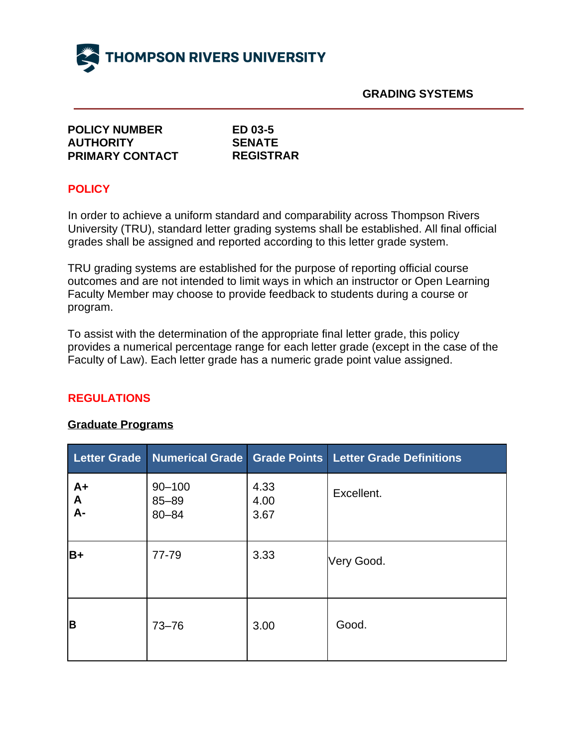# THOMPSON RIVERS UNIVERSITY

## GRADING SYSTEMS

**POLICY NUMBER** **ED 03-5**
**AUTHORITY** **SENATE**
**PRIMARY CONTACT** **REGISTRAR**

## POLICY

In order to achieve a uniform standard and comparability across Thompson Rivers University (TRU), standard letter grading systems shall be established. All final official grades shall be assigned and reported according to this letter grade system.

TRU grading systems are established for the purpose of reporting official course outcomes and are not intended to limit ways in which an instructor or Open Learning Faculty Member may choose to provide feedback to students during a course or program.

To assist with the determination of the appropriate final letter grade, this policy provides a numerical percentage range for each letter grade (except in the case of the Faculty of Law). Each letter grade has a numeric grade point value assigned.

## REGULATIONS

### Graduate Programs

| Letter Grade | Numerical Grade | Grade Points | Letter Grade Definitions |
|---|---|---|---|
| **A+**<br>**A**<br>**A-** | 90–100<br>85–89<br>80–84 | 4.33<br>4.00<br>3.67 | Excellent. |
| **B+** | 77-79 | 3.33 | Very Good. |
| **B** | 73–76 | 3.00 | Good. |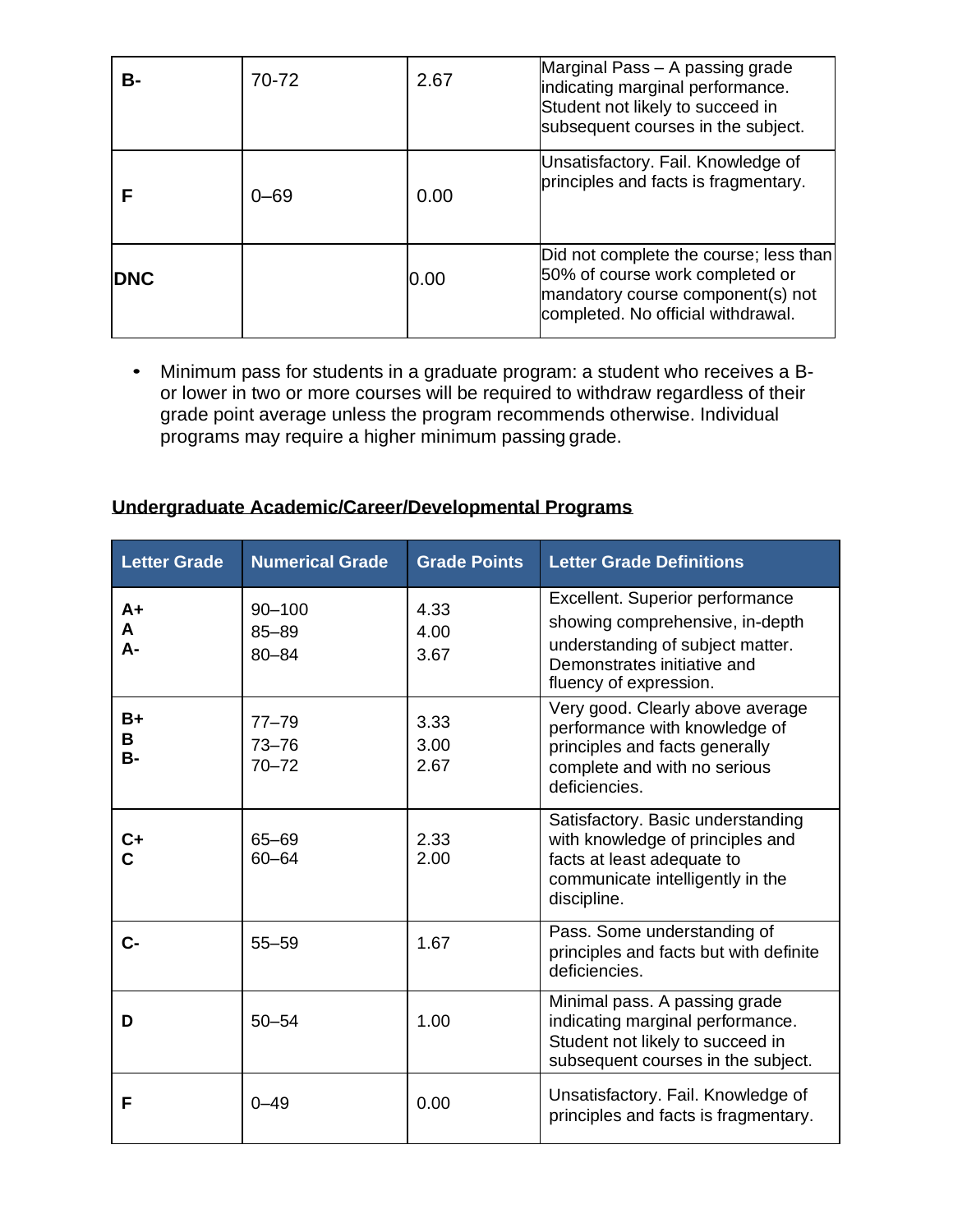| | | | |
|---|---|---|---|
| **B-** | 70-72 | 2.67 | Marginal Pass – A passing grade indicating marginal performance. Student not likely to succeed in subsequent courses in the subject. |
| **F** | 0–69 | 0.00 | Unsatisfactory. Fail. Knowledge of principles and facts is fragmentary. |
| **DNC** | | 0.00 | Did not complete the course; less than 50% of course work completed or mandatory course component(s) not completed. No official withdrawal. |

- Minimum pass for students in a graduate program: a student who receives a B- or lower in two or more courses will be required to withdraw regardless of their grade point average unless the program recommends otherwise. Individual programs may require a higher minimum passing grade.

## Undergraduate Academic/Career/Developmental Programs

| Letter Grade | Numerical Grade | Grade Points | Letter Grade Definitions |
|---|---|---|---|
| **A+**<br>**A**<br>**A-** | 90–100<br>85–89<br>80–84 | 4.33<br>4.00<br>3.67 | Excellent. Superior performance showing comprehensive, in-depth understanding of subject matter. Demonstrates initiative and fluency of expression. |
| **B+**<br>**B**<br>**B-** | 77–79<br>73–76<br>70–72 | 3.33<br>3.00<br>2.67 | Very good. Clearly above average performance with knowledge of principles and facts generally complete and with no serious deficiencies. |
| **C+**<br>**C** | 65–69<br>60–64 | 2.33<br>2.00 | Satisfactory. Basic understanding with knowledge of principles and facts at least adequate to communicate intelligently in the discipline. |
| **C-** | 55–59 | 1.67 | Pass. Some understanding of principles and facts but with definite deficiencies. |
| **D** | 50–54 | 1.00 | Minimal pass. A passing grade indicating marginal performance. Student not likely to succeed in subsequent courses in the subject. |
| **F** | 0–49 | 0.00 | Unsatisfactory. Fail. Knowledge of principles and facts is fragmentary. |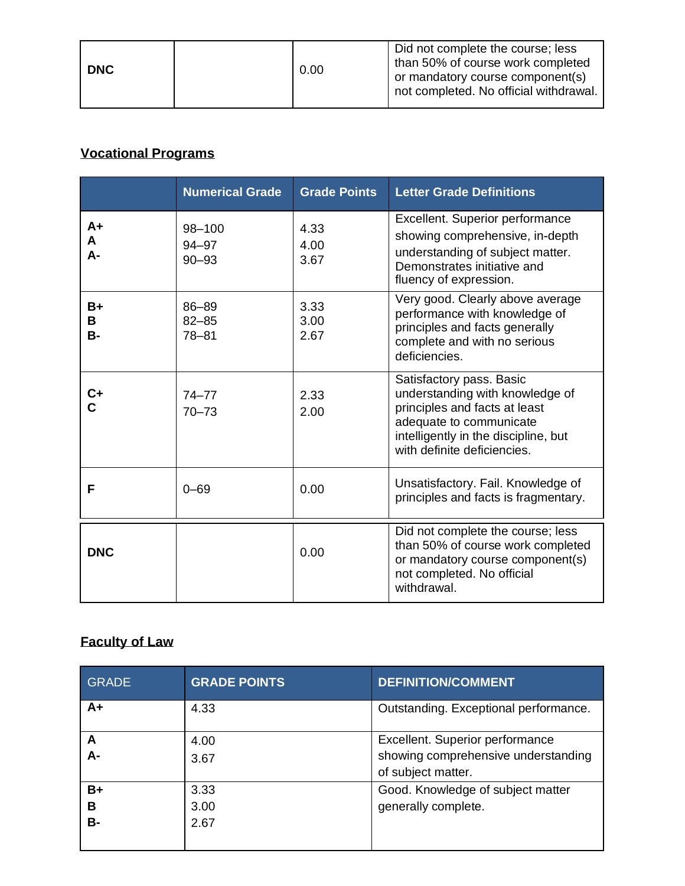| DNC | | 0.00 | Did not complete the course; less than 50% of course work completed or mandatory course component(s) not completed. No official withdrawal. |
|---|---|---|---|

## Vocational Programs

| | Numerical Grade | Grade Points | Letter Grade Definitions |
|---|---|---|---|
| **A+**<br>**A**<br>**A-** | 98–100<br>94–97<br>90–93 | 4.33<br>4.00<br>3.67 | Excellent. Superior performance showing comprehensive, in-depth understanding of subject matter. Demonstrates initiative and fluency of expression. |
| **B+**<br>**B**<br>**B-** | 86–89<br>82–85<br>78–81 | 3.33<br>3.00<br>2.67 | Very good. Clearly above average performance with knowledge of principles and facts generally complete and with no serious deficiencies. |
| **C+**<br>**C** | 74–77<br>70–73 | 2.33<br>2.00 | Satisfactory pass. Basic understanding with knowledge of principles and facts at least adequate to communicate intelligently in the discipline, but with definite deficiencies. |
| **F** | 0–69 | 0.00 | Unsatisfactory. Fail. Knowledge of principles and facts is fragmentary. |
| **DNC** | | 0.00 | Did not complete the course; less than 50% of course work completed or mandatory course component(s) not completed. No official withdrawal. |

## Faculty of Law

| GRADE | GRADE POINTS | DEFINITION/COMMENT |
|---|---|---|
| **A+** | 4.33 | Outstanding. Exceptional performance. |
| **A**<br>**A-** | 4.00<br>3.67 | Excellent. Superior performance showing comprehensive understanding of subject matter. |
| **B+**<br>**B**<br>**B-** | 3.33<br>3.00<br>2.67 | Good. Knowledge of subject matter generally complete. |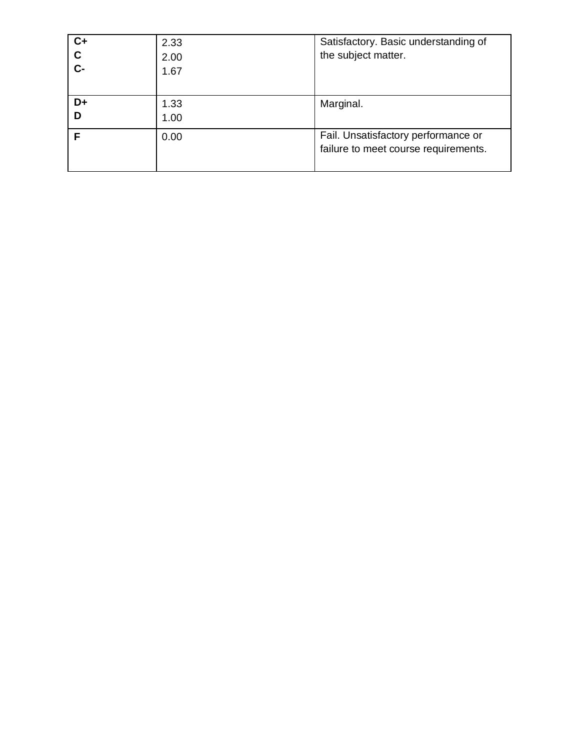| | | |
|---|---|---|
| **C+**<br>**C**<br>**C-** | 2.33<br>2.00<br>1.67 | Satisfactory. Basic understanding of the subject matter. |
| **D+**<br>**D** | 1.33<br>1.00 | Marginal. |
| **F** | 0.00 | Fail. Unsatisfactory performance or failure to meet course requirements. |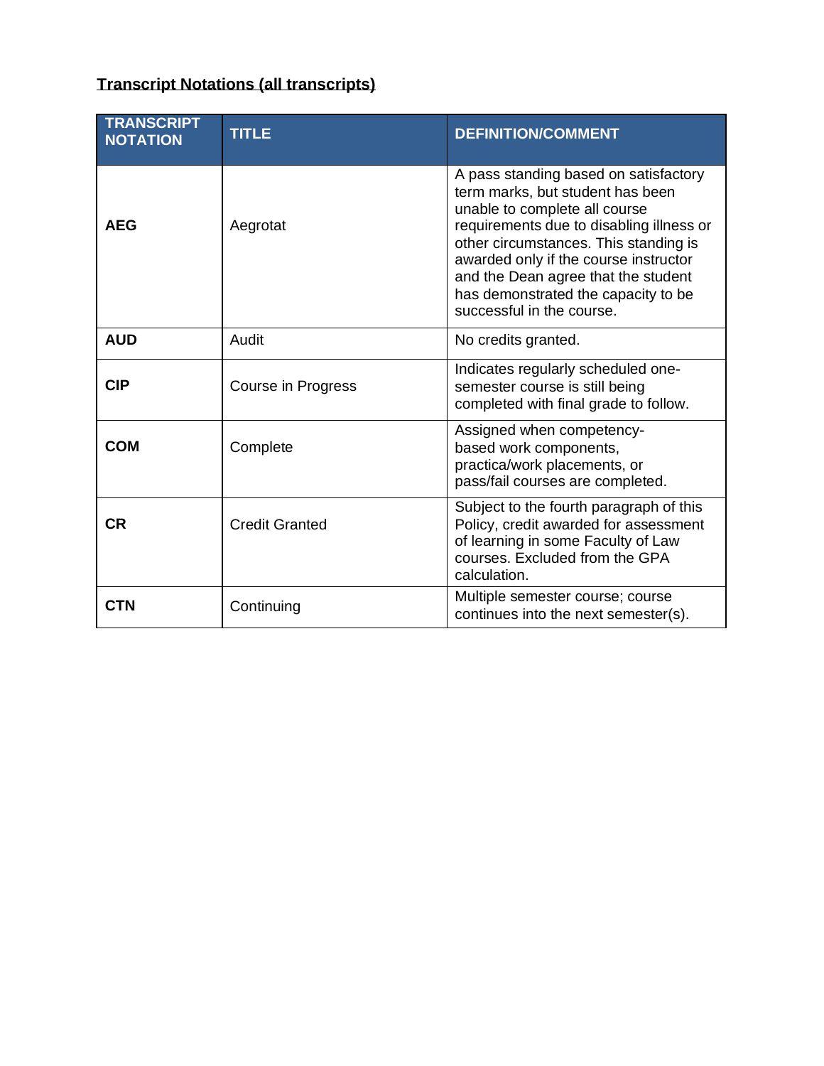**Transcript Notations (all transcripts)**

| TRANSCRIPT NOTATION | TITLE | DEFINITION/COMMENT |
|---|---|---|
| **AEG** | Aegrotat | A pass standing based on satisfactory term marks, but student has been unable to complete all course requirements due to disabling illness or other circumstances. This standing is awarded only if the course instructor and the Dean agree that the student has demonstrated the capacity to be successful in the course. |
| **AUD** | Audit | No credits granted. |
| **CIP** | Course in Progress | Indicates regularly scheduled one-semester course is still being completed with final grade to follow. |
| **COM** | Complete | Assigned when competency-based work components, practica/work placements, or pass/fail courses are completed. |
| **CR** | Credit Granted | Subject to the fourth paragraph of this Policy, credit awarded for assessment of learning in some Faculty of Law courses. Excluded from the GPA calculation. |
| **CTN** | Continuing | Multiple semester course; course continues into the next semester(s). |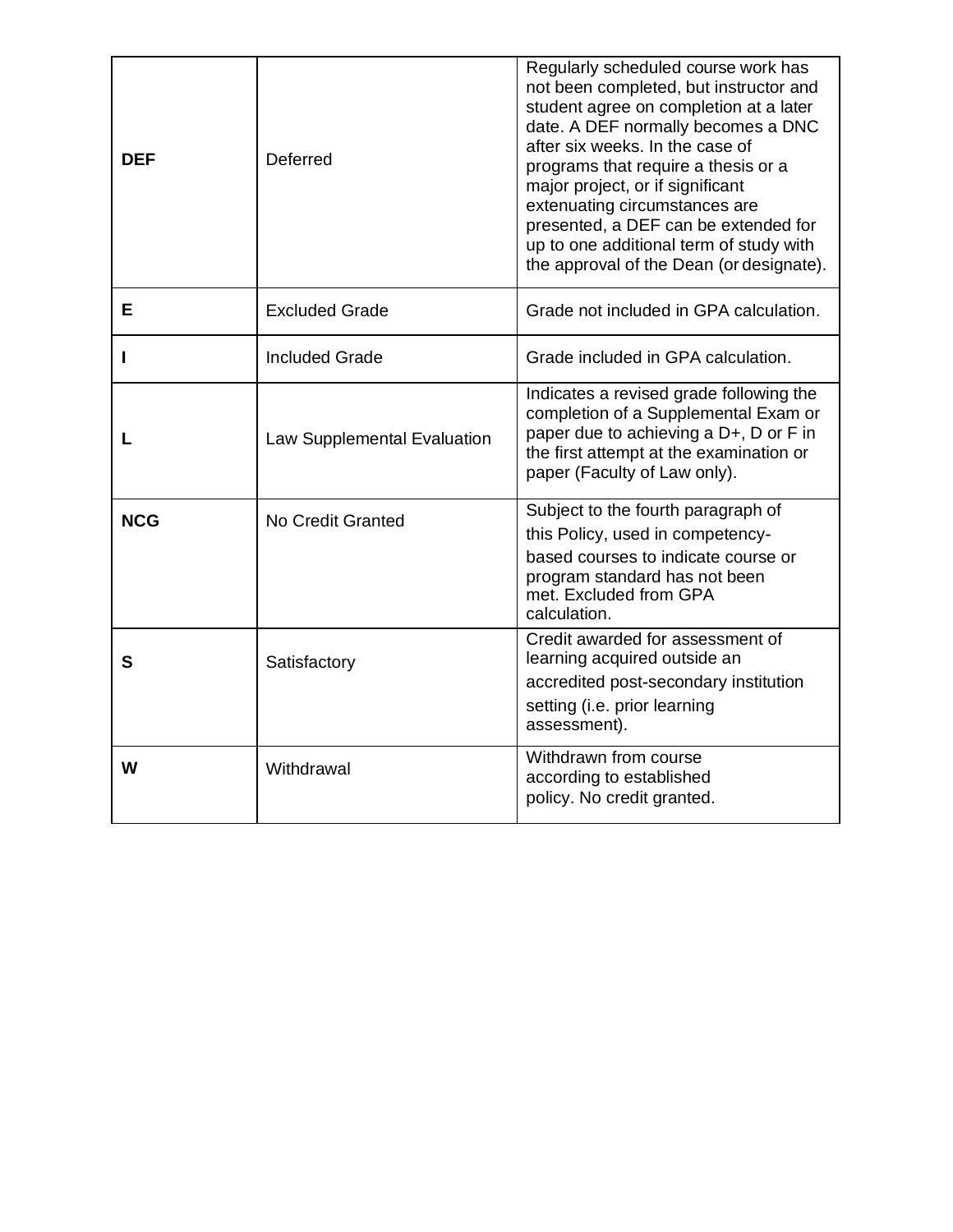| | | |
|---|---|---|
| **DEF** | Deferred | Regularly scheduled course work has not been completed, but instructor and student agree on completion at a later date. A DEF normally becomes a DNC after six weeks. In the case of programs that require a thesis or a major project, or if significant extenuating circumstances are presented, a DEF can be extended for up to one additional term of study with the approval of the Dean (or designate). |
| **E** | Excluded Grade | Grade not included in GPA calculation. |
| **I** | Included Grade | Grade included in GPA calculation. |
| **L** | Law Supplemental Evaluation | Indicates a revised grade following the completion of a Supplemental Exam or paper due to achieving a D+, D or F in the first attempt at the examination or paper (Faculty of Law only). |
| **NCG** | No Credit Granted | Subject to the fourth paragraph of this Policy, used in competency-based courses to indicate course or program standard has not been met. Excluded from GPA calculation. |
| **S** | Satisfactory | Credit awarded for assessment of learning acquired outside an accredited post-secondary institution setting (i.e. prior learning assessment). |
| **W** | Withdrawal | Withdrawn from course according to established policy. No credit granted. |